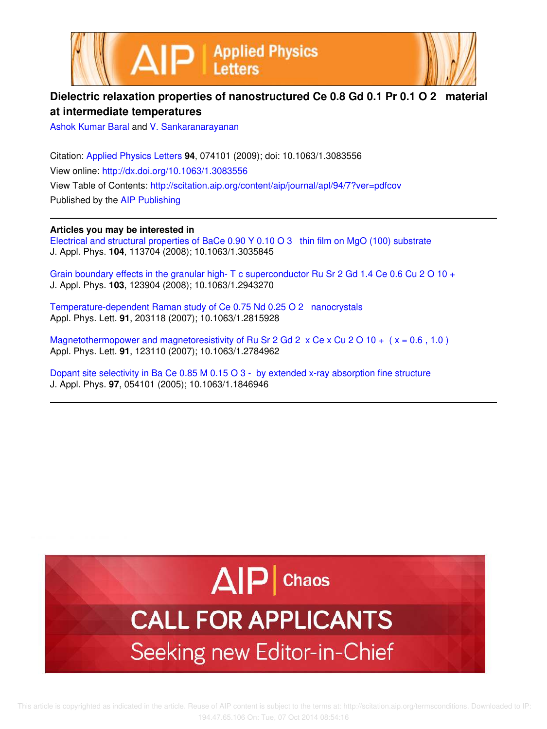# Dielectric relaxation properties of nanostructured $Ce_{0.8}Gd_{0.1}Pr_{0.1}O_2$ material at intermediate temperatures

Ashok Kumar Baral and V. Sankaranarayanan

Citation: Applied Physics Letters **94**, 074101 (2009); doi: 10.1063/1.3083556

View online: http://dx.doi.org/10.1063/1.3083556

View Table of Contents: http://scitation.aip.org/content/aip/journal/apl/94/7?ver=pdfcov

Published by the AIP Publishing

---

**Articles you may be interested in**

Electrical and structural properties of $BaCe_{0.90}Y_{0.10}O_3$ thin film on MgO (100) substrate
J. Appl. Phys. **104**, 113704 (2008); 10.1063/1.3035845

Grain boundary effects in the granular high- $T_c$ superconductor $RuSr_2Gd_{1.4}Ce_{0.6}Cu_2O_{10+}$
J. Appl. Phys. **103**, 123904 (2008); 10.1063/1.2943270

Temperature-dependent Raman study of $Ce_{0.75}Nd_{0.25}O_2$ nanocrystals
Appl. Phys. Lett. **91**, 203118 (2007); 10.1063/1.2815928

Magnetothermopower and magnetoresistivity of $RuSr_2Gd_{2-x}Ce_xCu_2O_{10+}$ ($x = 0.6, 1.0$)
Appl. Phys. Lett. **91**, 123110 (2007); 10.1063/1.2784962

Dopant site selectivity in $BaCe_{0.85}M_{0.15}O_{3-}$ by extended x-ray absorption fine structure
J. Appl. Phys. **97**, 054101 (2005); 10.1063/1.1846946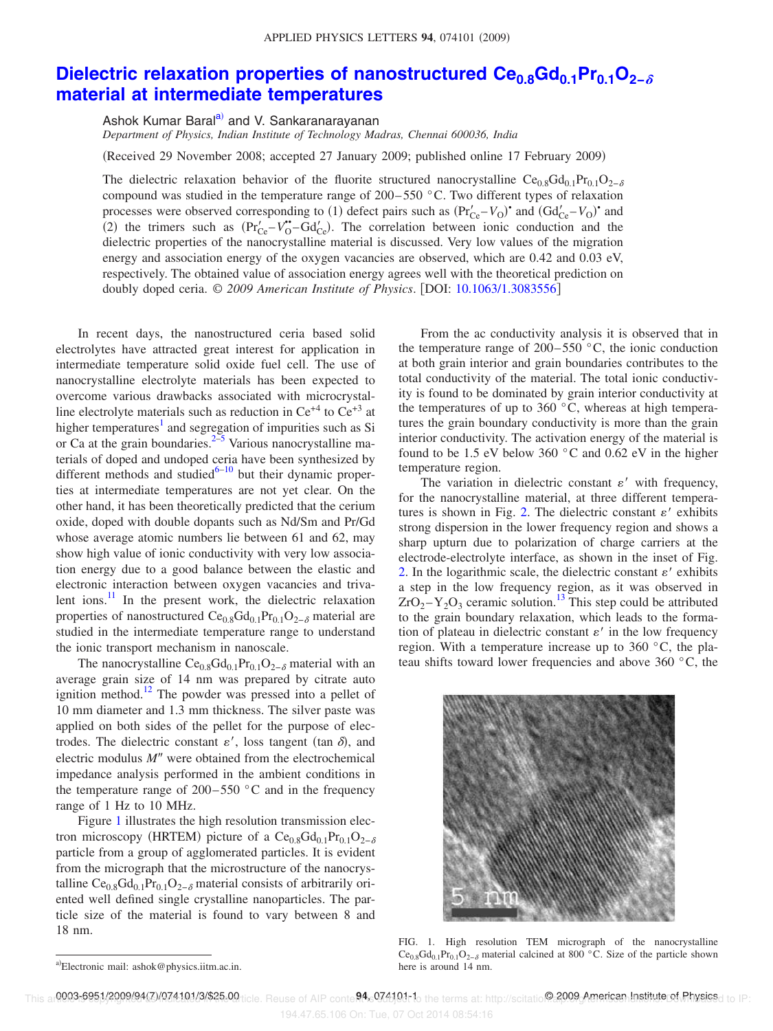# Dielectric relaxation properties of nanostructured $Ce_{0.8}Gd_{0.1}Pr_{0.1}O_{2-\delta}$ material at intermediate temperatures

Ashok Kumar Baral[a] and V. Sankaranarayanan

*Department of Physics, Indian Institute of Technology Madras, Chennai 600036, India*

(Received 29 November 2008; accepted 27 January 2009; published online 17 February 2009)

The dielectric relaxation behavior of the fluorite structured nanocrystalline $Ce_{0.8}Gd_{0.1}Pr_{0.1}O_{2-\delta}$ compound was studied in the temperature range of 200–550 °C. Two different types of relaxation processes were observed corresponding to (1) defect pairs such as $(Pr'_{Ce}-V_O)^{\bullet}$ and $(Gd'_{Ce}-V_O)^{\bullet}$ and (2) the trimers such as $(Pr'_{Ce}-V_O^{\bullet\bullet}-Gd'_{Ce})$. The correlation between ionic conduction and the dielectric properties of the nanocrystalline material is discussed. Very low values of the migration energy and association energy of the oxygen vacancies are observed, which are 0.42 and 0.03 eV, respectively. The obtained value of association energy agrees well with the theoretical prediction on doubly doped ceria. © *2009 American Institute of Physics*. [DOI: 10.1063/1.3083556]

In recent days, the nanostructured ceria based solid electrolytes have attracted great interest for application in intermediate temperature solid oxide fuel cell. The use of nanocrystalline electrolyte materials has been expected to overcome various drawbacks associated with microcrystalline electrolyte materials such as reduction in $Ce^{+4}$ to $Ce^{+3}$ at higher temperatures[1] and segregation of impurities such as Si or Ca at the grain boundaries.[2–5] Various nanocrystalline materials of doped and undoped ceria have been synthesized by different methods and studied[6–10] but their dynamic properties at intermediate temperatures are not yet clear. On the other hand, it has been theoretically predicted that the cerium oxide, doped with double dopants such as Nd/Sm and Pr/Gd whose average atomic numbers lie between 61 and 62, may show high value of ionic conductivity with very low association energy due to a good balance between the elastic and electronic interaction between oxygen vacancies and trivalent ions.[11] In the present work, the dielectric relaxation properties of nanostructured $Ce_{0.8}Gd_{0.1}Pr_{0.1}O_{2-\delta}$ material are studied in the intermediate temperature range to understand the ionic transport mechanism in nanoscale.

The nanocrystalline $Ce_{0.8}Gd_{0.1}Pr_{0.1}O_{2-\delta}$ material with an average grain size of 14 nm was prepared by citrate auto ignition method.[12] The powder was pressed into a pellet of 10 mm diameter and 1.3 mm thickness. The silver paste was applied on both sides of the pellet for the purpose of electrodes. The dielectric constant $\varepsilon'$, loss tangent ($\tan\delta$), and electric modulus $M''$ were obtained from the electrochemical impedance analysis performed in the ambient conditions in the temperature range of 200–550 °C and in the frequency range of 1 Hz to 10 MHz.

Figure 1 illustrates the high resolution transmission electron microscopy (HRTEM) picture of a $Ce_{0.8}Gd_{0.1}Pr_{0.1}O_{2-\delta}$ particle from a group of agglomerated particles. It is evident from the micrograph that the microstructure of the nanocrystalline $Ce_{0.8}Gd_{0.1}Pr_{0.1}O_{2-\delta}$ material consists of arbitrarily oriented well defined single crystalline nanoparticles. The particle size of the material is found to vary between 8 and 18 nm.

From the ac conductivity analysis it is observed that in the temperature range of 200–550 °C, the ionic conduction at both grain interior and grain boundaries contributes to the total conductivity of the material. The total ionic conductivity is found to be dominated by grain interior conductivity at the temperatures of up to 360 °C, whereas at high temperatures the grain boundary conductivity is more than the grain interior conductivity. The activation energy of the material is found to be 1.5 eV below 360 °C and 0.62 eV in the higher temperature region.

The variation in dielectric constant $\varepsilon'$ with frequency, for the nanocrystalline material, at three different temperatures is shown in Fig. 2. The dielectric constant $\varepsilon'$ exhibits strong dispersion in the lower frequency region and shows a sharp upturn due to polarization of charge carriers at the electrode-electrolyte interface, as shown in the inset of Fig. 2. In the logarithmic scale, the dielectric constant $\varepsilon'$ exhibits a step in the low frequency region, as it was observed in $ZrO_2-Y_2O_3$ ceramic solution.[13] This step could be attributed to the grain boundary relaxation, which leads to the formation of plateau in dielectric constant $\varepsilon'$ in the low frequency region. With a temperature increase up to 360 °C, the plateau shifts toward lower frequencies and above 360 °C, the

FIG. 1. High resolution TEM micrograph of the nanocrystalline $Ce_{0.8}Gd_{0.1}Pr_{0.1}O_{2-\delta}$ material calcined at 800 °C. Size of the particle shown here is around 14 nm.

[a]Electronic mail: ashok@physics.iitm.ac.in.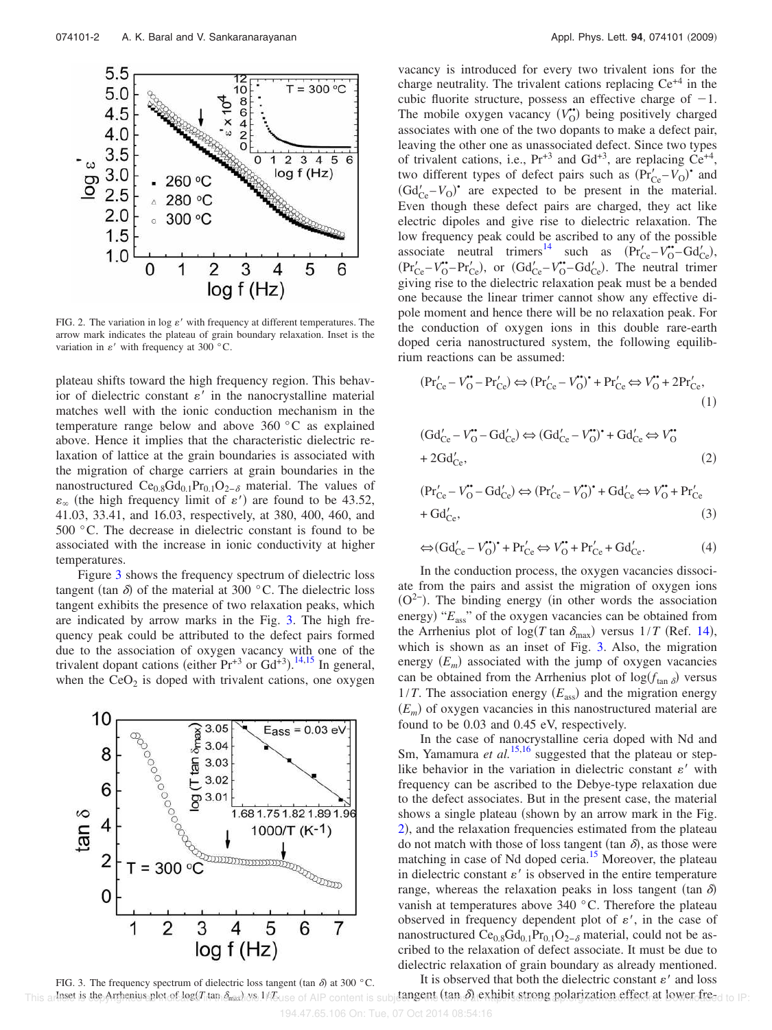FIG. 2. The variation in log $\varepsilon'$ with frequency at different temperatures. The arrow mark indicates the plateau of grain boundary relaxation. Inset is the variation in $\varepsilon'$ with frequency at 300 °C.

plateau shifts toward the high frequency region. This behavior of dielectric constant $\varepsilon'$ in the nanocrystalline material matches well with the ionic conduction mechanism in the temperature range below and above 360 °C as explained above. Hence it implies that the characteristic dielectric relaxation of lattice at the grain boundaries is associated with the migration of charge carriers at grain boundaries in the nanostructured $Ce_{0.8}Gd_{0.1}Pr_{0.1}O_{2-\delta}$ material. The values of $\varepsilon_\infty$ (the high frequency limit of $\varepsilon'$) are found to be 43.52, 41.03, 33.41, and 16.03, respectively, at 380, 400, 460, and 500 °C. The decrease in dielectric constant is found to be associated with the increase in ionic conductivity at higher temperatures.

Figure 3 shows the frequency spectrum of dielectric loss tangent ($\tan \delta$) of the material at 300 °C. The dielectric loss tangent exhibits the presence of two relaxation peaks, which are indicated by arrow marks in the Fig. 3. The high frequency peak could be attributed to the defect pairs formed due to the association of oxygen vacancy with one of the trivalent dopant cations (either $Pr^{+3}$ or $Gd^{+3}$).[14,15] In general, when the $CeO_2$ is doped with trivalent cations, one oxygen vacancy is introduced for every two trivalent ions for the charge neutrality. The trivalent cations replacing $Ce^{+4}$ in the cubic fluorite structure, possess an effective charge of $-1$. The mobile oxygen vacancy ($V_O^{\bullet\bullet}$) being positively charged associates with one of the two dopants to make a defect pair, leaving the other one as unassociated defect. Since two types of trivalent cations, i.e., $Pr^{+3}$ and $Gd^{+3}$, are replacing $Ce^{+4}$, two different types of defect pairs such as $(Pr'_{Ce}-V_O)^{\bullet}$ and $(Gd'_{Ce}-V_O)^{\bullet}$ are expected to be present in the material. Even though these defect pairs are charged, they act like electric dipoles and give rise to dielectric relaxation. The low frequency peak could be ascribed to any of the possible associate neutral trimers[14] such as $(Pr'_{Ce}-V_O^{\bullet\bullet}-Gd'_{Ce})$, $(Pr'_{Ce}-V_O^{\bullet\bullet}-Pr'_{Ce})$, or $(Gd'_{Ce}-V_O^{\bullet\bullet}-Gd'_{Ce})$. The neutral trimer giving rise to the dielectric relaxation peak must be a bended one because the linear trimer cannot show any effective dipole moment and hence there will be no relaxation peak. For the conduction of oxygen ions in this double rare-earth doped ceria nanostructured system, the following equilibrium reactions can be assumed:

$$(Pr'_{Ce}-V_O^{\bullet\bullet}-Pr'_{Ce}) \Leftrightarrow (Pr'_{Ce}-V_O^{\bullet\bullet})^{\bullet} + Pr'_{Ce} \Leftrightarrow V_O^{\bullet\bullet} + 2Pr'_{Ce}, \tag{1}$$

$$(Gd'_{Ce}-V_O^{\bullet\bullet}-Gd'_{Ce}) \Leftrightarrow (Gd'_{Ce}-V_O^{\bullet\bullet})^{\bullet} + Gd'_{Ce} \Leftrightarrow V_O^{\bullet\bullet} + 2Gd'_{Ce}, \tag{2}$$

$$(Pr'_{Ce}-V_O^{\bullet\bullet}-Gd'_{Ce}) \Leftrightarrow (Pr'_{Ce}-V_O^{\bullet\bullet})^{\bullet} + Gd'_{Ce} \Leftrightarrow V_O^{\bullet\bullet} + Pr'_{Ce} + Gd'_{Ce}, \tag{3}$$

$$\Leftrightarrow (Gd'_{Ce}-V_O^{\bullet\bullet})^{\bullet} + Pr'_{Ce} \Leftrightarrow V_O^{\bullet\bullet} + Pr'_{Ce} + Gd'_{Ce}. \tag{4}$$

In the conduction process, the oxygen vacancies dissociate from the pairs and assist the migration of oxygen ions ($O^{2-}$). The binding energy (in other words the association energy) "$E_{ass}$" of the oxygen vacancies can be obtained from the Arrhenius plot of $\log(T \tan \delta_{max})$ versus $1/T$ (Ref. 14), which is shown as an inset of Fig. 3. Also, the migration energy ($E_m$) associated with the jump of oxygen vacancies can be obtained from the Arrhenius plot of $\log(f_{\tan \delta})$ versus $1/T$. The association energy ($E_{ass}$) and the migration energy ($E_m$) of oxygen vacancies in this nanostructured material are found to be 0.03 and 0.45 eV, respectively.

In the case of nanocrystalline ceria doped with Nd and Sm, Yamamura *et al.*[15,16] suggested that the plateau or step-like behavior in the variation in dielectric constant $\varepsilon'$ with frequency can be ascribed to the Debye-type relaxation due to the defect associates. But in the present case, the material shows a single plateau (shown by an arrow mark in the Fig. 2), and the relaxation frequencies estimated from the plateau do not match with those of loss tangent ($\tan \delta$), as those were matching in case of Nd doped ceria.[15] Moreover, the plateau in dielectric constant $\varepsilon'$ is observed in the entire temperature range, whereas the relaxation peaks in loss tangent ($\tan \delta$) vanish at temperatures above 340 °C. Therefore the plateau observed in frequency dependent plot of $\varepsilon'$, in the case of nanostructured $Ce_{0.8}Gd_{0.1}Pr_{0.1}O_{2-\delta}$ material, could not be ascribed to the relaxation of defect associate. It must be due to dielectric relaxation of grain boundary as already mentioned.

It is observed that both the dielectric constant $\varepsilon'$ and loss tangent ($\tan \delta$) exhibit strong polarization effect at lower fre-

FIG. 3. The frequency spectrum of dielectric loss tangent ($\tan \delta$) at 300 °C. Inset is the Arrhenius plot of $\log(T \tan \delta_{max})$ vs $1/T$.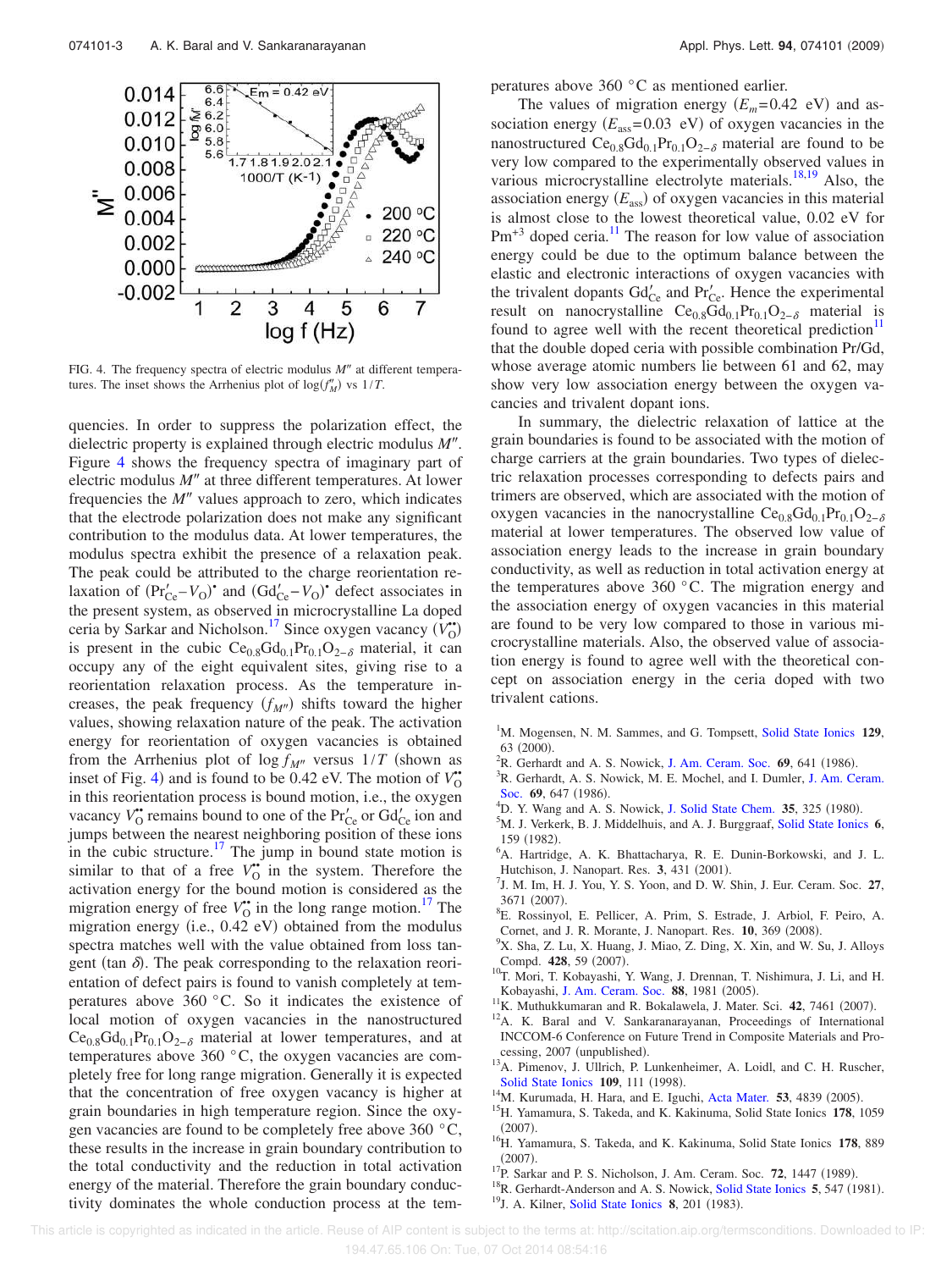0.014
0.012
0.010
0.008
0.006
0.004
0.002
0.000
-0.002

M''

1 2 3 4 5 6 7

log f (Hz)

Em = 0.42 eV

log $f_{M''}$

6.6
6.4
6.2
6.0
5.8
5.6

1.7 1.8 1.9 2.0 2.1

1000/T (K-1)

• 200 °C
▫ 220 °C
▵ 240 °C

FIG. 4. The frequency spectra of electric modulus $M''$ at different temperatures. The inset shows the Arrhenius plot of $\log(f_M'')$ vs $1/T$.

quencies. In order to suppress the polarization effect, the dielectric property is explained through electric modulus $M''$. Figure 4 shows the frequency spectra of imaginary part of electric modulus $M''$ at three different temperatures. At lower frequencies the $M''$ values approach to zero, which indicates that the electrode polarization does not make any significant contribution to the modulus data. At lower temperatures, the modulus spectra exhibit the presence of a relaxation peak. The peak could be attributed to the charge reorientation relaxation of $(\mathrm{Pr}'_{\mathrm{Ce}}-V_{\mathrm{O}})^{\bullet}$ and $(\mathrm{Gd}'_{\mathrm{Ce}}-V_{\mathrm{O}})^{\bullet}$ defect associates in the present system, as observed in microcrystalline La doped ceria by Sarkar and Nicholson.[17] Since oxygen vacancy $(V_{\mathrm{O}}^{\bullet\bullet})$ is present in the cubic $Ce_{0.8}Gd_{0.1}Pr_{0.1}O_{2-\delta}$ material, it can occupy any of the eight equivalent sites, giving rise to a reorientation relaxation process. As the temperature increases, the peak frequency $(f_{M''})$ shifts toward the higher values, showing relaxation nature of the peak. The activation energy for reorientation of oxygen vacancies is obtained from the Arrhenius plot of $\log f_{M''}$ versus $1/T$ (shown as inset of Fig. 4) and is found to be 0.42 eV. The motion of $V_{\mathrm{O}}^{\bullet\bullet}$ in this reorientation process is bound motion, i.e., the oxygen vacancy $V_{\mathrm{O}}^{\bullet\bullet}$ remains bound to one of the $\mathrm{Pr}'_{\mathrm{Ce}}$ or $\mathrm{Gd}'_{\mathrm{Ce}}$ ion and jumps between the nearest neighboring position of these ions in the cubic structure.[17] The jump in bound state motion is similar to that of a free $V_{\mathrm{O}}^{\bullet\bullet}$ in the system. Therefore the activation energy for the bound motion is considered as the migration energy of free $V_{\mathrm{O}}^{\bullet\bullet}$ in the long range motion.[17] The migration energy (i.e., 0.42 eV) obtained from the modulus spectra matches well with the value obtained from loss tangent ($\tan\delta$). The peak corresponding to the relaxation reorientation of defect pairs is found to vanish completely at temperatures above 360 °C. So it indicates the existence of local motion of oxygen vacancies in the nanostructured $Ce_{0.8}Gd_{0.1}Pr_{0.1}O_{2-\delta}$ material at lower temperatures, and at temperatures above 360 °C, the oxygen vacancies are completely free for long range migration. Generally it is expected that the concentration of free oxygen vacancy is higher at grain boundaries in high temperature region. Since the oxygen vacancies are found to be completely free above 360 °C, these results in the increase in grain boundary contribution to the total conductivity and the reduction in total activation energy of the material. Therefore the grain boundary conductivity dominates the whole conduction process at the temperatures above 360 °C as mentioned earlier.

The values of migration energy ($E_m$=0.42 eV) and association energy ($E_{\mathrm{ass}}$=0.03 eV) of oxygen vacancies in the nanostructured $Ce_{0.8}Gd_{0.1}Pr_{0.1}O_{2-\delta}$ material are found to be very low compared to the experimentally observed values in various microcrystalline electrolyte materials.[18,19] Also, the association energy ($E_{\mathrm{ass}}$) of oxygen vacancies in this material is almost close to the lowest theoretical value, 0.02 eV for $Pm^{+3}$ doped ceria.[11] The reason for low value of association energy could be due to the optimum balance between the elastic and electronic interactions of oxygen vacancies with the trivalent dopants $\mathrm{Gd}'_{\mathrm{Ce}}$ and $\mathrm{Pr}'_{\mathrm{Ce}}$. Hence the experimental result on nanocrystalline $Ce_{0.8}Gd_{0.1}Pr_{0.1}O_{2-\delta}$ material is found to agree well with the recent theoretical prediction[11] that the double doped ceria with possible combination Pr/Gd, whose average atomic numbers lie between 61 and 62, may show very low association energy between the oxygen vacancies and trivalent dopant ions.

In summary, the dielectric relaxation of lattice at the grain boundaries is found to be associated with the motion of charge carriers at the grain boundaries. Two types of dielectric relaxation processes corresponding to defects pairs and trimers are observed, which are associated with the motion of oxygen vacancies in the nanocrystalline $Ce_{0.8}Gd_{0.1}Pr_{0.1}O_{2-\delta}$ material at lower temperatures. The observed low value of association energy leads to the increase in grain boundary conductivity, as well as reduction in total activation energy at the temperatures above 360 °C. The migration energy and the association energy of oxygen vacancies in this material are found to be very low compared to those in various microcrystalline materials. Also, the observed value of association energy is found to agree well with the theoretical concept on association energy in the ceria doped with two trivalent cations.

[1] M. Mogensen, N. M. Sammes, and G. Tompsett, Solid State Ionics **129**, 63 (2000).
[2] R. Gerhardt and A. S. Nowick, J. Am. Ceram. Soc. **69**, 641 (1986).
[3] R. Gerhardt, A. S. Nowick, M. E. Mochel, and I. Dumler, J. Am. Ceram. Soc. **69**, 647 (1986).
[4] D. Y. Wang and A. S. Nowick, J. Solid State Chem. **35**, 325 (1980).
[5] M. J. Verkerk, B. J. Middelhuis, and A. J. Burggraaf, Solid State Ionics **6**, 159 (1982).
[6] A. Hartridge, A. K. Bhattacharya, R. E. Dunin-Borkowski, and J. L. Hutchison, J. Nanopart. Res. **3**, 431 (2001).
[7] J. M. Im, H. J. You, Y. S. Yoon, and D. W. Shin, J. Eur. Ceram. Soc. **27**, 3671 (2007).
[8] E. Rossinyol, E. Pellicer, A. Prim, S. Estrade, J. Arbiol, F. Peiro, A. Cornet, and J. R. Morante, J. Nanopart. Res. **10**, 369 (2008).
[9] X. Sha, Z. Lu, X. Huang, J. Miao, Z. Ding, X. Xin, and W. Su, J. Alloys Compd. **428**, 59 (2007).
[10] T. Mori, T. Kobayashi, Y. Wang, J. Drennan, T. Nishimura, J. Li, and H. Kobayashi, J. Am. Ceram. Soc. **88**, 1981 (2005).
[11] K. Muthukkumaran and R. Bokalawela, J. Mater. Sci. **42**, 7461 (2007).
[12] A. K. Baral and V. Sankaranarayanan, Proceedings of International INCCOM-6 Conference on Future Trend in Composite Materials and Processing, 2007 (unpublished).
[13] A. Pimenov, J. Ullrich, P. Lunkenheimer, A. Loidl, and C. H. Ruscher, Solid State Ionics **109**, 111 (1998).
[14] M. Kurumada, H. Hara, and E. Iguchi, Acta Mater. **53**, 4839 (2005).
[15] H. Yamamura, S. Takeda, and K. Kakinuma, Solid State Ionics **178**, 1059 (2007).
[16] H. Yamamura, S. Takeda, and K. Kakinuma, Solid State Ionics **178**, 889 (2007).
[17] P. Sarkar and P. S. Nicholson, J. Am. Ceram. Soc. **72**, 1447 (1989).
[18] R. Gerhardt-Anderson and A. S. Nowick, Solid State Ionics **5**, 547 (1981).
[19] J. A. Kilner, Solid State Ionics **8**, 201 (1983).